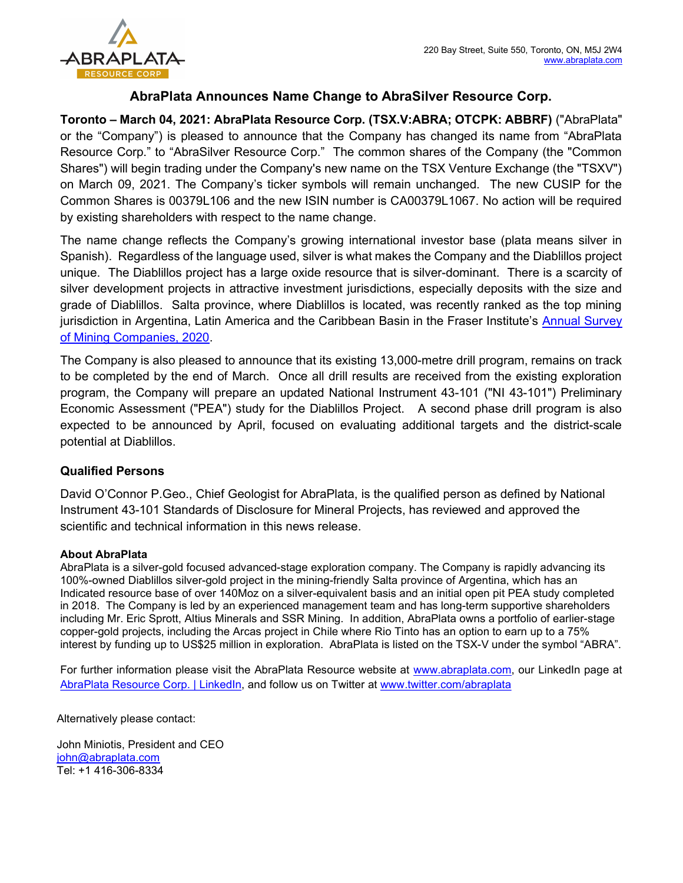220 Bay Street, Suite 550, Toronto, ON, M5J 2W4
www.abraplata.com

# AbraPlata Announces Name Change to AbraSilver Resource Corp.

**Toronto – March 04, 2021: AbraPlata Resource Corp. (TSX.V:ABRA; OTCPK: ABBRF)** ("AbraPlata" or the "Company") is pleased to announce that the Company has changed its name from "AbraPlata Resource Corp." to "AbraSilver Resource Corp." The common shares of the Company (the "Common Shares") will begin trading under the Company's new name on the TSX Venture Exchange (the "TSXV") on March 09, 2021. The Company's ticker symbols will remain unchanged. The new CUSIP for the Common Shares is 00379L106 and the new ISIN number is CA00379L1067. No action will be required by existing shareholders with respect to the name change.

The name change reflects the Company's growing international investor base (plata means silver in Spanish). Regardless of the language used, silver is what makes the Company and the Diablillos project unique. The Diablillos project has a large oxide resource that is silver-dominant. There is a scarcity of silver development projects in attractive investment jurisdictions, especially deposits with the size and grade of Diablillos. Salta province, where Diablillos is located, was recently ranked as the top mining jurisdiction in Argentina, Latin America and the Caribbean Basin in the Fraser Institute's Annual Survey of Mining Companies, 2020.

The Company is also pleased to announce that its existing 13,000-metre drill program, remains on track to be completed by the end of March. Once all drill results are received from the existing exploration program, the Company will prepare an updated National Instrument 43-101 ("NI 43-101") Preliminary Economic Assessment ("PEA") study for the Diablillos Project. A second phase drill program is also expected to be announced by April, focused on evaluating additional targets and the district-scale potential at Diablillos.

## Qualified Persons

David O'Connor P.Geo., Chief Geologist for AbraPlata, is the qualified person as defined by National Instrument 43-101 Standards of Disclosure for Mineral Projects, has reviewed and approved the scientific and technical information in this news release.

**About AbraPlata**

AbraPlata is a silver-gold focused advanced-stage exploration company. The Company is rapidly advancing its 100%-owned Diablillos silver-gold project in the mining-friendly Salta province of Argentina, which has an Indicated resource base of over 140Moz on a silver-equivalent basis and an initial open pit PEA study completed in 2018. The Company is led by an experienced management team and has long-term supportive shareholders including Mr. Eric Sprott, Altius Minerals and SSR Mining. In addition, AbraPlata owns a portfolio of earlier-stage copper-gold projects, including the Arcas project in Chile where Rio Tinto has an option to earn up to a 75% interest by funding up to US$25 million in exploration. AbraPlata is listed on the TSX-V under the symbol "ABRA".

For further information please visit the AbraPlata Resource website at www.abraplata.com, our LinkedIn page at AbraPlata Resource Corp. | LinkedIn, and follow us on Twitter at www.twitter.com/abraplata

Alternatively please contact:

John Miniotis, President and CEO
john@abraplata.com
Tel: +1 416-306-8334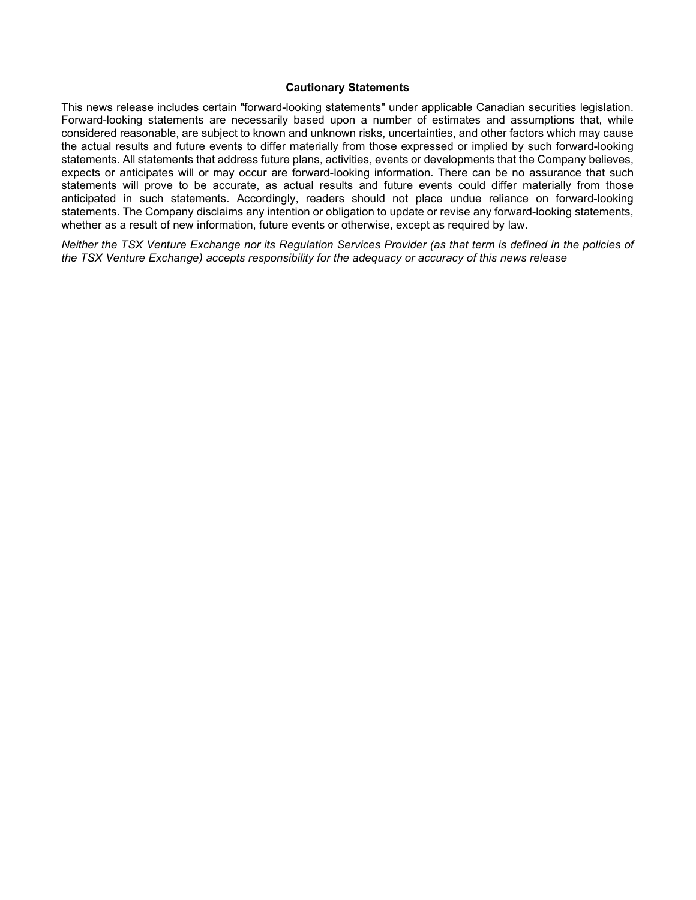**Cautionary Statements**

This news release includes certain "forward-looking statements" under applicable Canadian securities legislation. Forward-looking statements are necessarily based upon a number of estimates and assumptions that, while considered reasonable, are subject to known and unknown risks, uncertainties, and other factors which may cause the actual results and future events to differ materially from those expressed or implied by such forward-looking statements. All statements that address future plans, activities, events or developments that the Company believes, expects or anticipates will or may occur are forward-looking information. There can be no assurance that such statements will prove to be accurate, as actual results and future events could differ materially from those anticipated in such statements. Accordingly, readers should not place undue reliance on forward-looking statements. The Company disclaims any intention or obligation to update or revise any forward-looking statements, whether as a result of new information, future events or otherwise, except as required by law.

*Neither the TSX Venture Exchange nor its Regulation Services Provider (as that term is defined in the policies of the TSX Venture Exchange) accepts responsibility for the adequacy or accuracy of this news release*